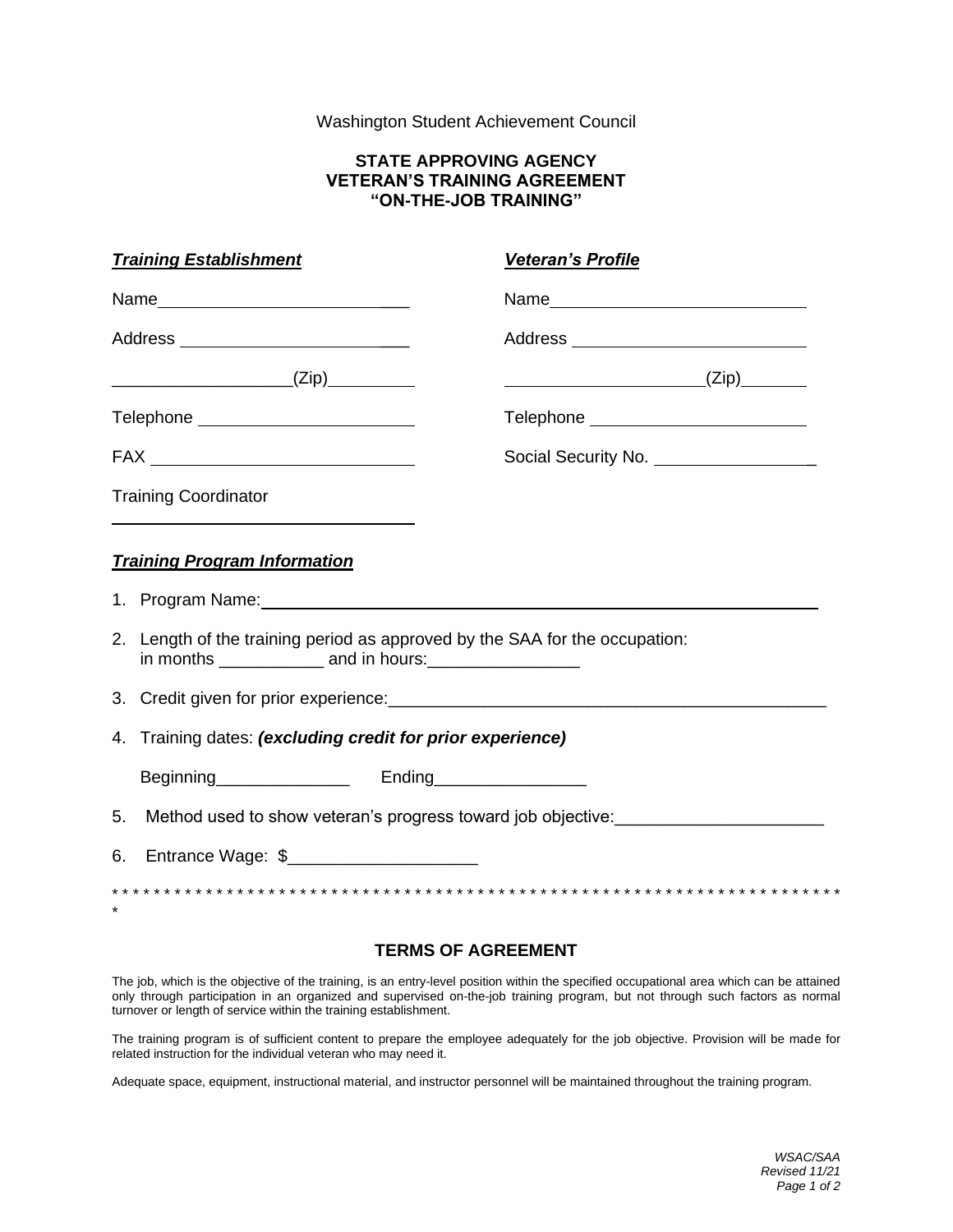Washington Student Achievement Council

**STATE APPROVING AGENCY**
**VETERAN'S TRAINING AGREEMENT**
**"ON-THE-JOB TRAINING"**

***Training Establishment***

Name______________________________

Address ____________________________

____________________(Zip)__________

Telephone __________________________

FAX _______________________________

Training Coordinator

___________________________________

***Veteran's Profile***

Name______________________________

Address ____________________________

______________________(Zip)________

Telephone __________________________

Social Security No. ___________________

***Training Program Information***

1. Program Name:_______________________________________________________________
2. Length of the training period as approved by the SAA for the occupation:
   in months ___________ and in hours:________________
3. Credit given for prior experience:_______________________________________________
4. Training dates: ***(excluding credit for prior experience)***

   Beginning______________ Ending________________
5. Method used to show veteran's progress toward job objective:_____________________
6. Entrance Wage: $___________________

* * * * * * * * * * * * * * * * * * * * * * * * * * * * * * * * * * * * * * * * * * * * * * * * * * * * * * * * * * * * * * * * * * * * * * * * *

**TERMS OF AGREEMENT**

The job, which is the objective of the training, is an entry-level position within the specified occupational area which can be attained only through participation in an organized and supervised on-the-job training program, but not through such factors as normal turnover or length of service within the training establishment.

The training program is of sufficient content to prepare the employee adequately for the job objective. Provision will be made for related instruction for the individual veteran who may need it.

Adequate space, equipment, instructional material, and instructor personnel will be maintained throughout the training program.

*WSAC/SAA*
*Revised 11/21*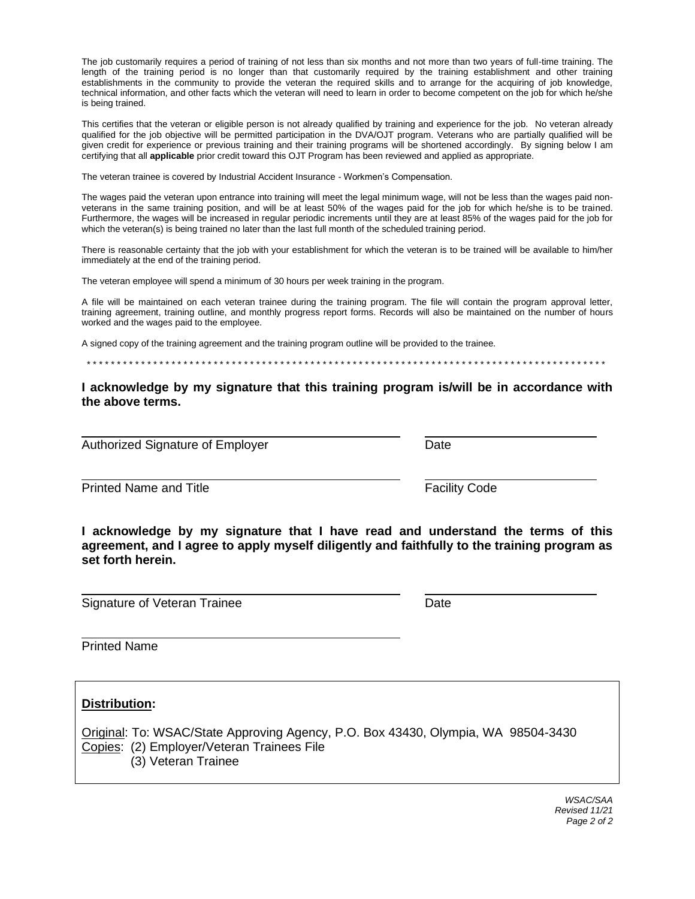The job customarily requires a period of training of not less than six months and not more than two years of full-time training. The length of the training period is no longer than that customarily required by the training establishment and other training establishments in the community to provide the veteran the required skills and to arrange for the acquiring of job knowledge, technical information, and other facts which the veteran will need to learn in order to become competent on the job for which he/she is being trained.

This certifies that the veteran or eligible person is not already qualified by training and experience for the job. No veteran already qualified for the job objective will be permitted participation in the DVA/OJT program. Veterans who are partially qualified will be given credit for experience or previous training and their training programs will be shortened accordingly. By signing below I am certifying that all **applicable** prior credit toward this OJT Program has been reviewed and applied as appropriate.

The veteran trainee is covered by Industrial Accident Insurance - Workmen's Compensation.

The wages paid the veteran upon entrance into training will meet the legal minimum wage, will not be less than the wages paid non-veterans in the same training position, and will be at least 50% of the wages paid for the job for which he/she is to be trained. Furthermore, the wages will be increased in regular periodic increments until they are at least 85% of the wages paid for the job for which the veteran(s) is being trained no later than the last full month of the scheduled training period.

There is reasonable certainty that the job with your establishment for which the veteran is to be trained will be available to him/her immediately at the end of the training period.

The veteran employee will spend a minimum of 30 hours per week training in the program.

A file will be maintained on each veteran trainee during the training program. The file will contain the program approval letter, training agreement, training outline, and monthly progress report forms. Records will also be maintained on the number of hours worked and the wages paid to the employee.

A signed copy of the training agreement and the training program outline will be provided to the trainee.

\*\*\*\*\*\*\*\*\*\*\*\*\*\*\*\*\*\*\*\*\*\*\*\*\*\*\*\*\*\*\*\*\*\*\*\*\*\*\*\*\*\*\*\*\*\*\*\*\*\*\*\*\*\*\*\*\*\*\*\*\*\*\*\*\*\*\*\*\*\*\*\*\*\*\*\*\*\*\*\*\*\*\*\*\*\*\*\*\*

**I acknowledge by my signature that this training program is/will be in accordance with the above terms.**

\_\_\_\_\_\_\_\_\_\_\_\_\_\_\_\_\_\_\_\_\_\_\_\_\_\_\_\_\_\_\_\_\_\_\_\_\_\_\_\_ \_\_\_\_\_\_\_\_\_\_\_\_\_\_\_\_\_\_\_\_\_\_\_\_
Authorized Signature of Employer Date

\_\_\_\_\_\_\_\_\_\_\_\_\_\_\_\_\_\_\_\_\_\_\_\_\_\_\_\_\_\_\_\_\_\_\_\_\_\_\_\_ \_\_\_\_\_\_\_\_\_\_\_\_\_\_\_\_\_\_\_\_\_\_\_\_
Printed Name and Title Facility Code

**I acknowledge by my signature that I have read and understand the terms of this agreement, and I agree to apply myself diligently and faithfully to the training program as set forth herein.**

\_\_\_\_\_\_\_\_\_\_\_\_\_\_\_\_\_\_\_\_\_\_\_\_\_\_\_\_\_\_\_\_\_\_\_\_\_\_\_\_ \_\_\_\_\_\_\_\_\_\_\_\_\_\_\_\_\_\_\_\_\_\_\_\_
Signature of Veteran Trainee Date

\_\_\_\_\_\_\_\_\_\_\_\_\_\_\_\_\_\_\_\_\_\_\_\_\_\_\_\_\_\_\_\_\_\_\_\_\_\_\_\_
Printed Name

**Distribution:**

Original: To: WSAC/State Approving Agency, P.O. Box 43430, Olympia, WA 98504-3430
Copies: (2) Employer/Veteran Trainees File
(3) Veteran Trainee

*WSAC/SAA*
*Revised 11/21*